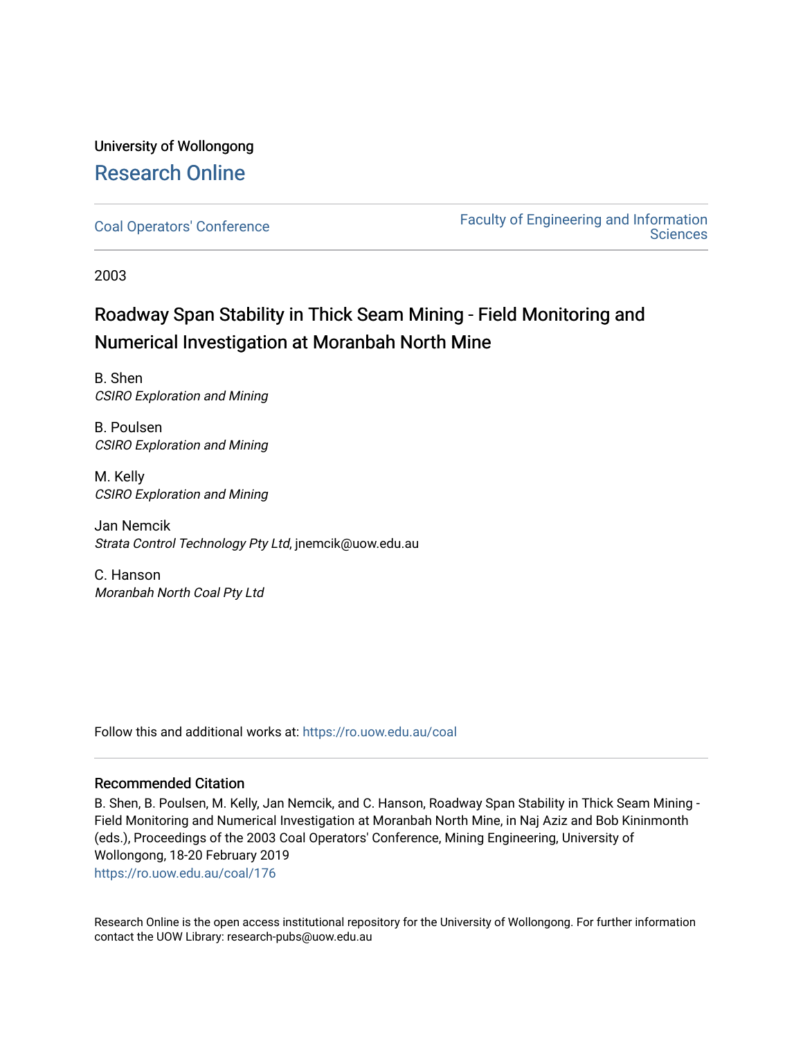University of Wollongong

Research Online

Coal Operators' Conference

Faculty of Engineering and Information Sciences

2003

# Roadway Span Stability in Thick Seam Mining - Field Monitoring and Numerical Investigation at Moranbah North Mine

B. Shen
*CSIRO Exploration and Mining*

B. Poulsen
*CSIRO Exploration and Mining*

M. Kelly
*CSIRO Exploration and Mining*

Jan Nemcik
*Strata Control Technology Pty Ltd*, jnemcik@uow.edu.au

C. Hanson
*Moranbah North Coal Pty Ltd*

Follow this and additional works at: https://ro.uow.edu.au/coal

## Recommended Citation

B. Shen, B. Poulsen, M. Kelly, Jan Nemcik, and C. Hanson, Roadway Span Stability in Thick Seam Mining - Field Monitoring and Numerical Investigation at Moranbah North Mine, in Naj Aziz and Bob Kininmonth (eds.), Proceedings of the 2003 Coal Operators' Conference, Mining Engineering, University of Wollongong, 18-20 February 2019
https://ro.uow.edu.au/coal/176

Research Online is the open access institutional repository for the University of Wollongong. For further information contact the UOW Library: research-pubs@uow.edu.au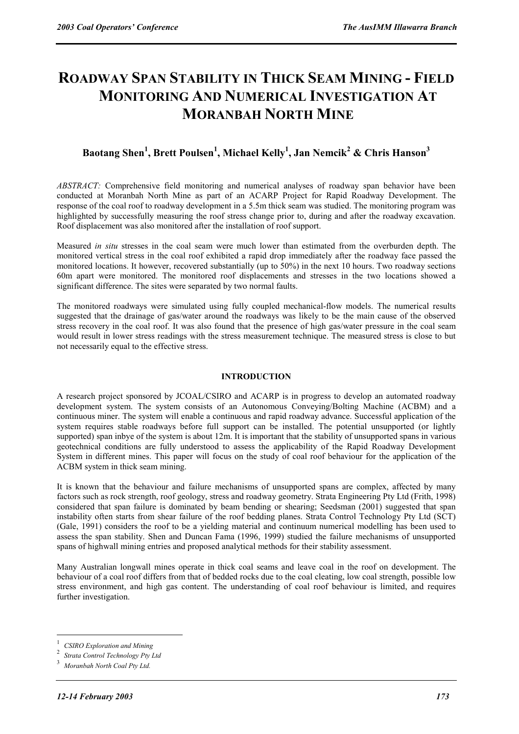# ROADWAY SPAN STABILITY IN THICK SEAM MINING - FIELD MONITORING AND NUMERICAL INVESTIGATION AT MORANBAH NORTH MINE

## Baotang Shen[1], Brett Poulsen[1], Michael Kelly[1], Jan Nemcik[2] & Chris Hanson[3]

*ABSTRACT:* Comprehensive field monitoring and numerical analyses of roadway span behavior have been conducted at Moranbah North Mine as part of an ACARP Project for Rapid Roadway Development. The response of the coal roof to roadway development in a 5.5m thick seam was studied. The monitoring program was highlighted by successfully measuring the roof stress change prior to, during and after the roadway excavation. Roof displacement was also monitored after the installation of roof support.

Measured *in situ* stresses in the coal seam were much lower than estimated from the overburden depth. The monitored vertical stress in the coal roof exhibited a rapid drop immediately after the roadway face passed the monitored locations. It however, recovered substantially (up to 50%) in the next 10 hours. Two roadway sections 60m apart were monitored. The monitored roof displacements and stresses in the two locations showed a significant difference. The sites were separated by two normal faults.

The monitored roadways were simulated using fully coupled mechanical-flow models. The numerical results suggested that the drainage of gas/water around the roadways was likely to be the main cause of the observed stress recovery in the coal roof. It was also found that the presence of high gas/water pressure in the coal seam would result in lower stress readings with the stress measurement technique. The measured stress is close to but not necessarily equal to the effective stress.

### INTRODUCTION

A research project sponsored by JCOAL/CSIRO and ACARP is in progress to develop an automated roadway development system. The system consists of an Autonomous Conveying/Bolting Machine (ACBM) and a continuous miner. The system will enable a continuous and rapid roadway advance. Successful application of the system requires stable roadways before full support can be installed. The potential unsupported (or lightly supported) span inbye of the system is about 12m. It is important that the stability of unsupported spans in various geotechnical conditions are fully understood to assess the applicability of the Rapid Roadway Development System in different mines. This paper will focus on the study of coal roof behaviour for the application of the ACBM system in thick seam mining.

It is known that the behaviour and failure mechanisms of unsupported spans are complex, affected by many factors such as rock strength, roof geology, stress and roadway geometry. Strata Engineering Pty Ltd (Frith, 1998) considered that span failure is dominated by beam bending or shearing; Seedsman (2001) suggested that span instability often starts from shear failure of the roof bedding planes. Strata Control Technology Pty Ltd (SCT) (Gale, 1991) considers the roof to be a yielding material and continuum numerical modelling has been used to assess the span stability. Shen and Duncan Fama (1996, 1999) studied the failure mechanisms of unsupported spans of highwall mining entries and proposed analytical methods for their stability assessment.

Many Australian longwall mines operate in thick coal seams and leave coal in the roof on development. The behaviour of a coal roof differs from that of bedded rocks due to the coal cleating, low coal strength, possible low stress environment, and high gas content. The understanding of coal roof behaviour is limited, and requires further investigation.

[1] *CSIRO Exploration and Mining*

[2] *Strata Control Technology Pty Ltd*

[3] *Moranbah North Coal Pty Ltd.*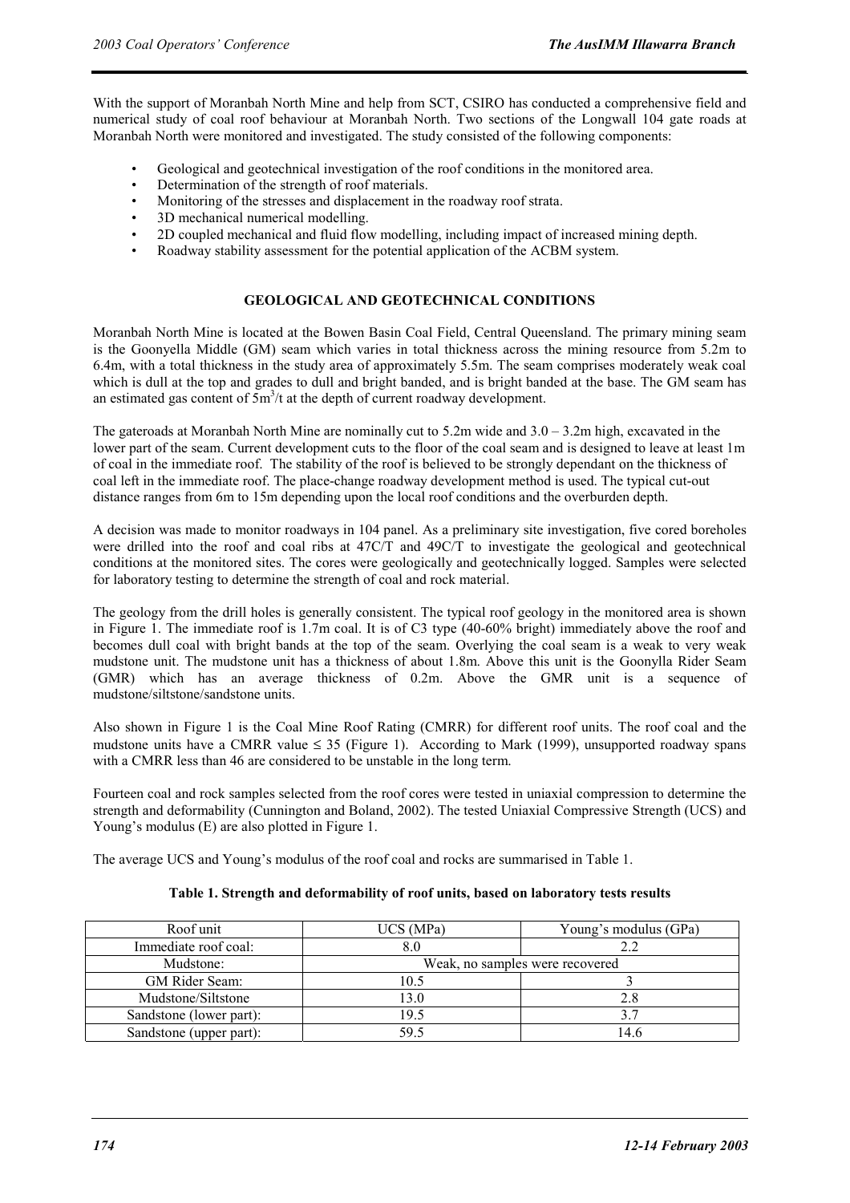With the support of Moranbah North Mine and help from SCT, CSIRO has conducted a comprehensive field and numerical study of coal roof behaviour at Moranbah North. Two sections of the Longwall 104 gate roads at Moranbah North were monitored and investigated. The study consisted of the following components:

- Geological and geotechnical investigation of the roof conditions in the monitored area.
- Determination of the strength of roof materials.
- Monitoring of the stresses and displacement in the roadway roof strata.
- 3D mechanical numerical modelling.
- 2D coupled mechanical and fluid flow modelling, including impact of increased mining depth.
- Roadway stability assessment for the potential application of the ACBM system.

## GEOLOGICAL AND GEOTECHNICAL CONDITIONS

Moranbah North Mine is located at the Bowen Basin Coal Field, Central Queensland. The primary mining seam is the Goonyella Middle (GM) seam which varies in total thickness across the mining resource from 5.2m to 6.4m, with a total thickness in the study area of approximately 5.5m. The seam comprises moderately weak coal which is dull at the top and grades to dull and bright banded, and is bright banded at the base. The GM seam has an estimated gas content of $5m^3/t$ at the depth of current roadway development.

The gateroads at Moranbah North Mine are nominally cut to 5.2m wide and 3.0 – 3.2m high, excavated in the lower part of the seam. Current development cuts to the floor of the coal seam and is designed to leave at least 1m of coal in the immediate roof. The stability of the roof is believed to be strongly dependant on the thickness of coal left in the immediate roof. The place-change roadway development method is used. The typical cut-out distance ranges from 6m to 15m depending upon the local roof conditions and the overburden depth.

A decision was made to monitor roadways in 104 panel. As a preliminary site investigation, five cored boreholes were drilled into the roof and coal ribs at 47C/T and 49C/T to investigate the geological and geotechnical conditions at the monitored sites. The cores were geologically and geotechnically logged. Samples were selected for laboratory testing to determine the strength of coal and rock material.

The geology from the drill holes is generally consistent. The typical roof geology in the monitored area is shown in Figure 1. The immediate roof is 1.7m coal. It is of C3 type (40-60% bright) immediately above the roof and becomes dull coal with bright bands at the top of the seam. Overlying the coal seam is a weak to very weak mudstone unit. The mudstone unit has a thickness of about 1.8m. Above this unit is the Goonylla Rider Seam (GMR) which has an average thickness of 0.2m. Above the GMR unit is a sequence of mudstone/siltstone/sandstone units.

Also shown in Figure 1 is the Coal Mine Roof Rating (CMRR) for different roof units. The roof coal and the mudstone units have a CMRR value ≤ 35 (Figure 1). According to Mark (1999), unsupported roadway spans with a CMRR less than 46 are considered to be unstable in the long term.

Fourteen coal and rock samples selected from the roof cores were tested in uniaxial compression to determine the strength and deformability (Cunnington and Boland, 2002). The tested Uniaxial Compressive Strength (UCS) and Young's modulus (E) are also plotted in Figure 1.

The average UCS and Young's modulus of the roof coal and rocks are summarised in Table 1.

**Table 1. Strength and deformability of roof units, based on laboratory tests results**

| Roof unit | UCS (MPa) | Young's modulus (GPa) |
|---|---|---|
| Immediate roof coal: | 8.0 | 2.2 |
| Mudstone: | Weak, no samples were recovered | |
| GM Rider Seam: | 10.5 | 3 |
| Mudstone/Siltstone | 13.0 | 2.8 |
| Sandstone (lower part): | 19.5 | 3.7 |
| Sandstone (upper part): | 59.5 | 14.6 |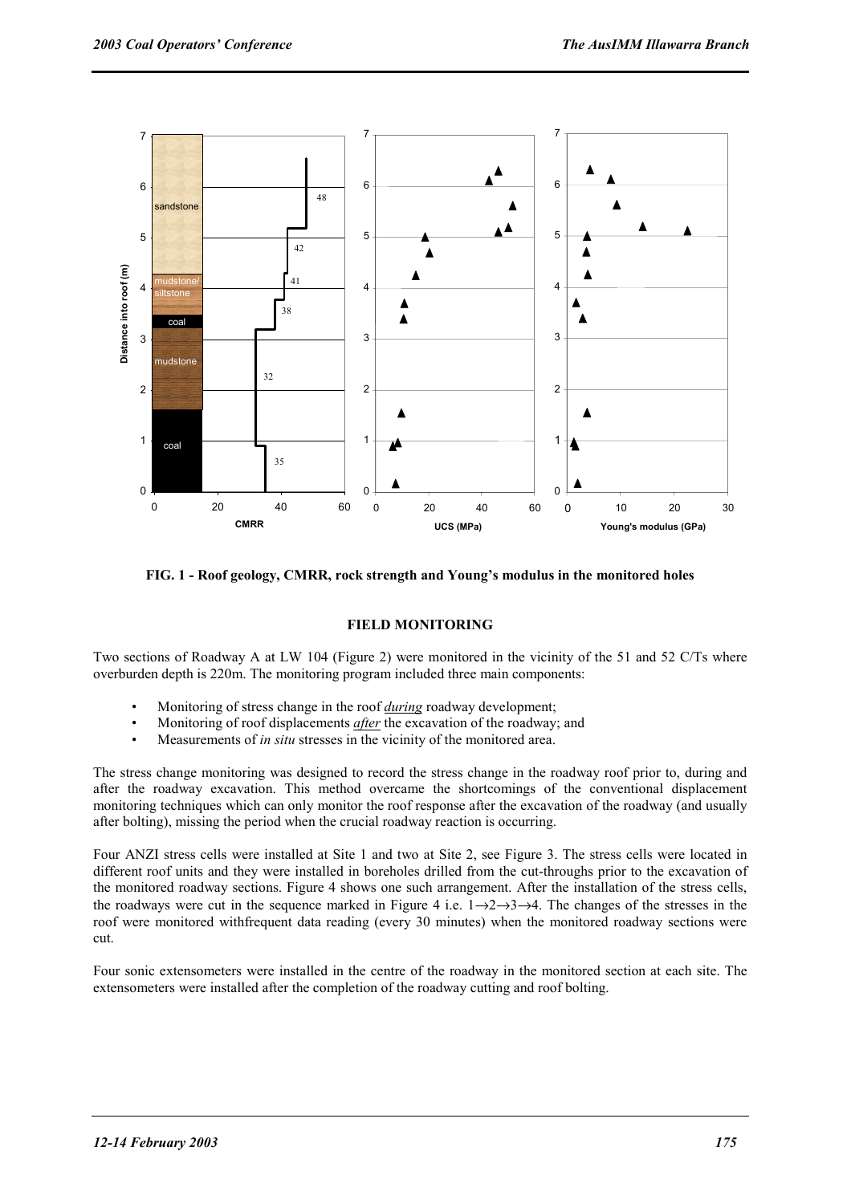FIG. 1 - Roof geology, CMRR, rock strength and Young's modulus in the monitored holes

## FIELD MONITORING

Two sections of Roadway A at LW 104 (Figure 2) were monitored in the vicinity of the 51 and 52 C/Ts where overburden depth is 220m. The monitoring program included three main components:

- Monitoring of stress change in the roof ***during*** roadway development;
- Monitoring of roof displacements ***after*** the excavation of the roadway; and
- Measurements of *in situ* stresses in the vicinity of the monitored area.

The stress change monitoring was designed to record the stress change in the roadway roof prior to, during and after the roadway excavation. This method overcame the shortcomings of the conventional displacement monitoring techniques which can only monitor the roof response after the excavation of the roadway (and usually after bolting), missing the period when the crucial roadway reaction is occurring.

Four ANZI stress cells were installed at Site 1 and two at Site 2, see Figure 3. The stress cells were located in different roof units and they were installed in boreholes drilled from the cut-throughs prior to the excavation of the monitored roadway sections. Figure 4 shows one such arrangement. After the installation of the stress cells, the roadways were cut in the sequence marked in Figure 4 i.e. 1→2→3→4. The changes of the stresses in the roof were monitored withfrequent data reading (every 30 minutes) when the monitored roadway sections were cut.

Four sonic extensometers were installed in the centre of the roadway in the monitored section at each site. The extensometers were installed after the completion of the roadway cutting and roof bolting.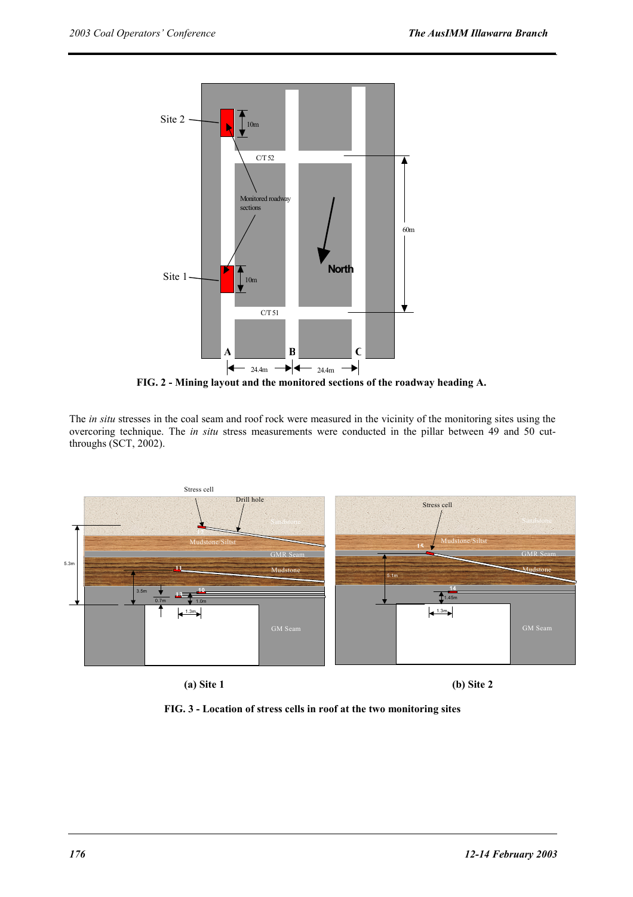FIG. 2 - Mining layout and the monitored sections of the roadway heading A.

The *in situ* stresses in the coal seam and roof rock were measured in the vicinity of the monitoring sites using the overcoring technique. The *in situ* stress measurements were conducted in the pillar between 49 and 50 cut-throughs (SCT, 2002).

(a) Site 1

(b) Site 2

FIG. 3 - Location of stress cells in roof at the two monitoring sites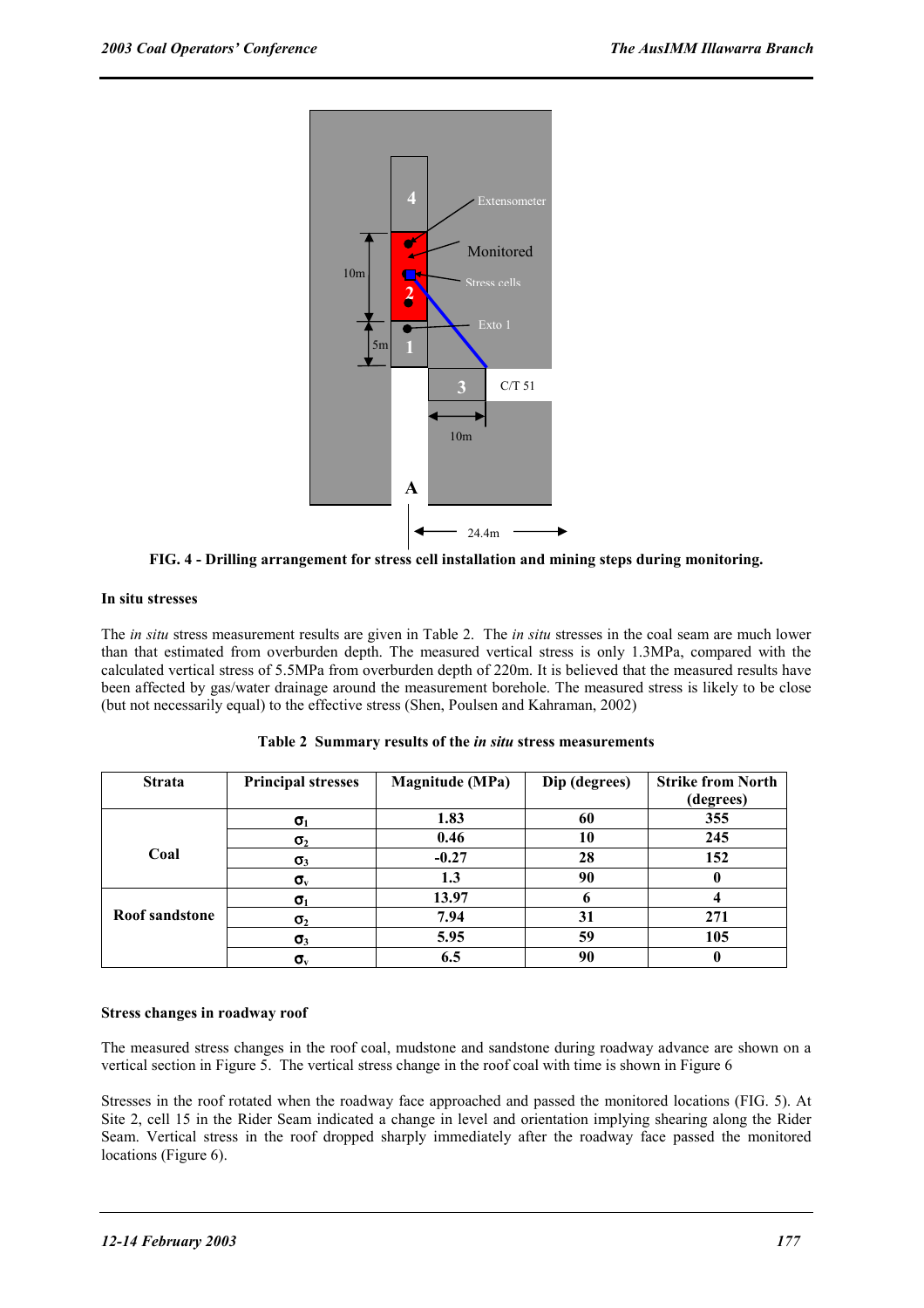FIG. 4 - Drilling arrangement for stress cell installation and mining steps during monitoring.

### In situ stresses

The *in situ* stress measurement results are given in Table 2. The *in situ* stresses in the coal seam are much lower than that estimated from overburden depth. The measured vertical stress is only 1.3MPa, compared with the calculated vertical stress of 5.5MPa from overburden depth of 220m. It is believed that the measured results have been affected by gas/water drainage around the measurement borehole. The measured stress is likely to be close (but not necessarily equal) to the effective stress (Shen, Poulsen and Kahraman, 2002)

**Table 2 Summary results of the *in situ* stress measurements**

| Strata | Principal stresses | Magnitude (MPa) | Dip (degrees) | Strike from North (degrees) |
|---|---|---|---|---|
| Coal | $\sigma_1$ | 1.83 | 60 | 355 |
| | $\sigma_2$ | 0.46 | 10 | 245 |
| | $\sigma_3$ | -0.27 | 28 | 152 |
| | $\sigma_v$ | 1.3 | 90 | 0 |
| Roof sandstone | $\sigma_1$ | 13.97 | 6 | 4 |
| | $\sigma_2$ | 7.94 | 31 | 271 |
| | $\sigma_3$ | 5.95 | 59 | 105 |
| | $\sigma_v$ | 6.5 | 90 | 0 |

### Stress changes in roadway roof

The measured stress changes in the roof coal, mudstone and sandstone during roadway advance are shown on a vertical section in Figure 5. The vertical stress change in the roof coal with time is shown in Figure 6

Stresses in the roof rotated when the roadway face approached and passed the monitored locations (FIG. 5). At Site 2, cell 15 in the Rider Seam indicated a change in level and orientation implying shearing along the Rider Seam. Vertical stress in the roof dropped sharply immediately after the roadway face passed the monitored locations (Figure 6).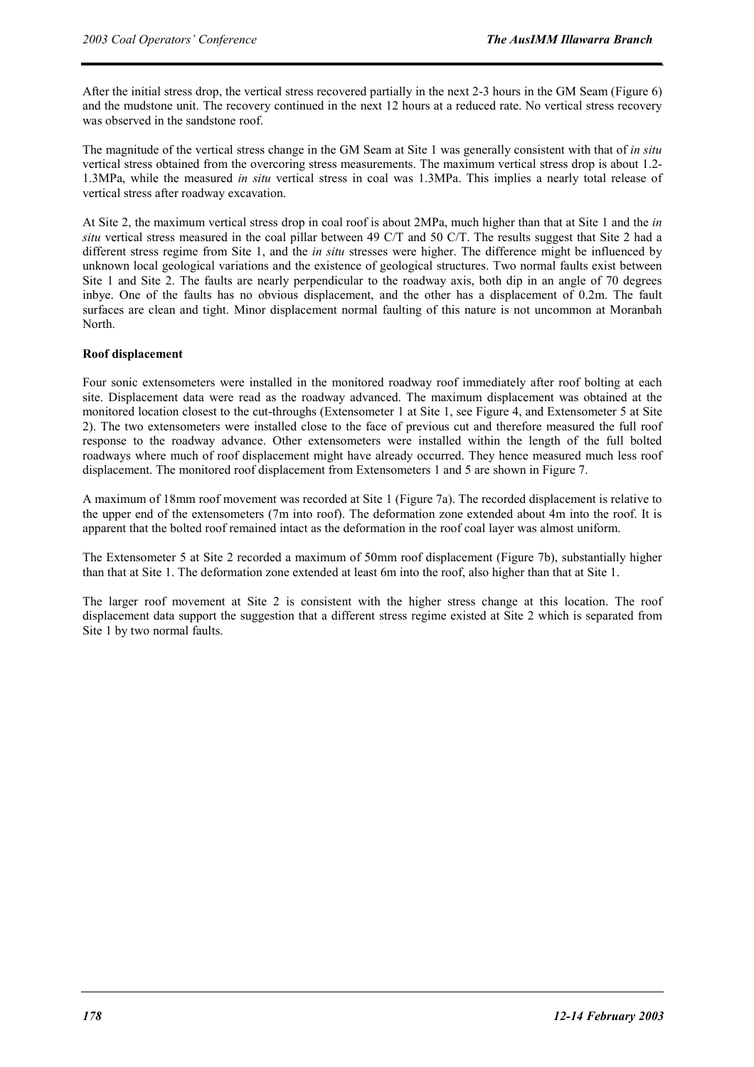After the initial stress drop, the vertical stress recovered partially in the next 2-3 hours in the GM Seam (Figure 6) and the mudstone unit. The recovery continued in the next 12 hours at a reduced rate. No vertical stress recovery was observed in the sandstone roof.

The magnitude of the vertical stress change in the GM Seam at Site 1 was generally consistent with that of *in situ* vertical stress obtained from the overcoring stress measurements. The maximum vertical stress drop is about 1.2-1.3MPa, while the measured *in situ* vertical stress in coal was 1.3MPa. This implies a nearly total release of vertical stress after roadway excavation.

At Site 2, the maximum vertical stress drop in coal roof is about 2MPa, much higher than that at Site 1 and the *in situ* vertical stress measured in the coal pillar between 49 C/T and 50 C/T. The results suggest that Site 2 had a different stress regime from Site 1, and the *in situ* stresses were higher. The difference might be influenced by unknown local geological variations and the existence of geological structures. Two normal faults exist between Site 1 and Site 2. The faults are nearly perpendicular to the roadway axis, both dip in an angle of 70 degrees inbye. One of the faults has no obvious displacement, and the other has a displacement of 0.2m. The fault surfaces are clean and tight. Minor displacement normal faulting of this nature is not uncommon at Moranbah North.

**Roof displacement**

Four sonic extensometers were installed in the monitored roadway roof immediately after roof bolting at each site. Displacement data were read as the roadway advanced. The maximum displacement was obtained at the monitored location closest to the cut-throughs (Extensometer 1 at Site 1, see Figure 4, and Extensometer 5 at Site 2). The two extensometers were installed close to the face of previous cut and therefore measured the full roof response to the roadway advance. Other extensometers were installed within the length of the full bolted roadways where much of roof displacement might have already occurred. They hence measured much less roof displacement. The monitored roof displacement from Extensometers 1 and 5 are shown in Figure 7.

A maximum of 18mm roof movement was recorded at Site 1 (Figure 7a). The recorded displacement is relative to the upper end of the extensometers (7m into roof). The deformation zone extended about 4m into the roof. It is apparent that the bolted roof remained intact as the deformation in the roof coal layer was almost uniform.

The Extensometer 5 at Site 2 recorded a maximum of 50mm roof displacement (Figure 7b), substantially higher than that at Site 1. The deformation zone extended at least 6m into the roof, also higher than that at Site 1.

The larger roof movement at Site 2 is consistent with the higher stress change at this location. The roof displacement data support the suggestion that a different stress regime existed at Site 2 which is separated from Site 1 by two normal faults.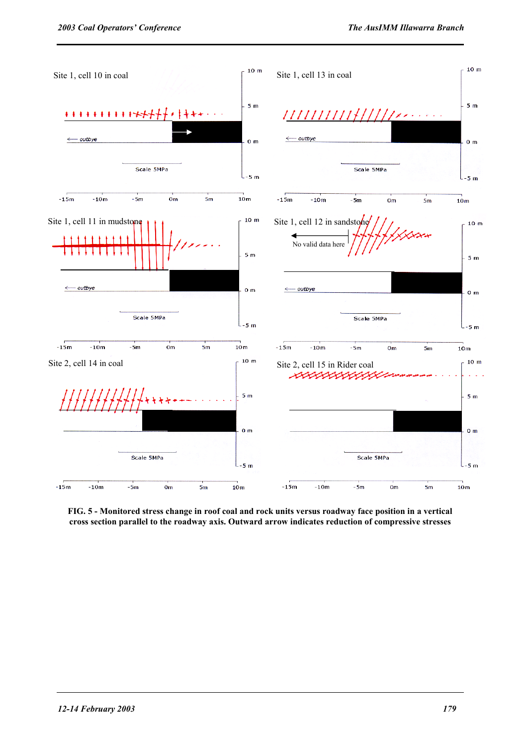FIG. 5 - Monitored stress change in roof coal and rock units versus roadway face position in a vertical cross section parallel to the roadway axis. Outward arrow indicates reduction of compressive stresses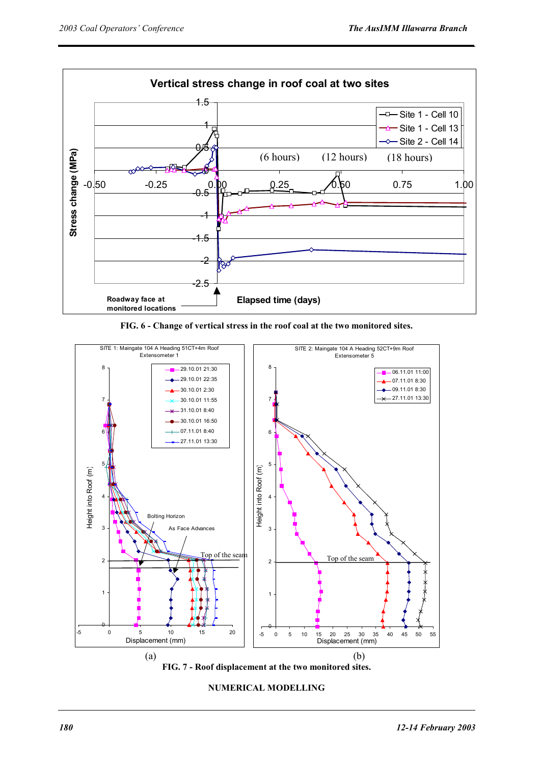**FIG. 6 - Change of vertical stress in the roof coal at the two monitored sites.**

**FIG. 7 - Roof displacement at the two monitored sites.**

## NUMERICAL MODELLING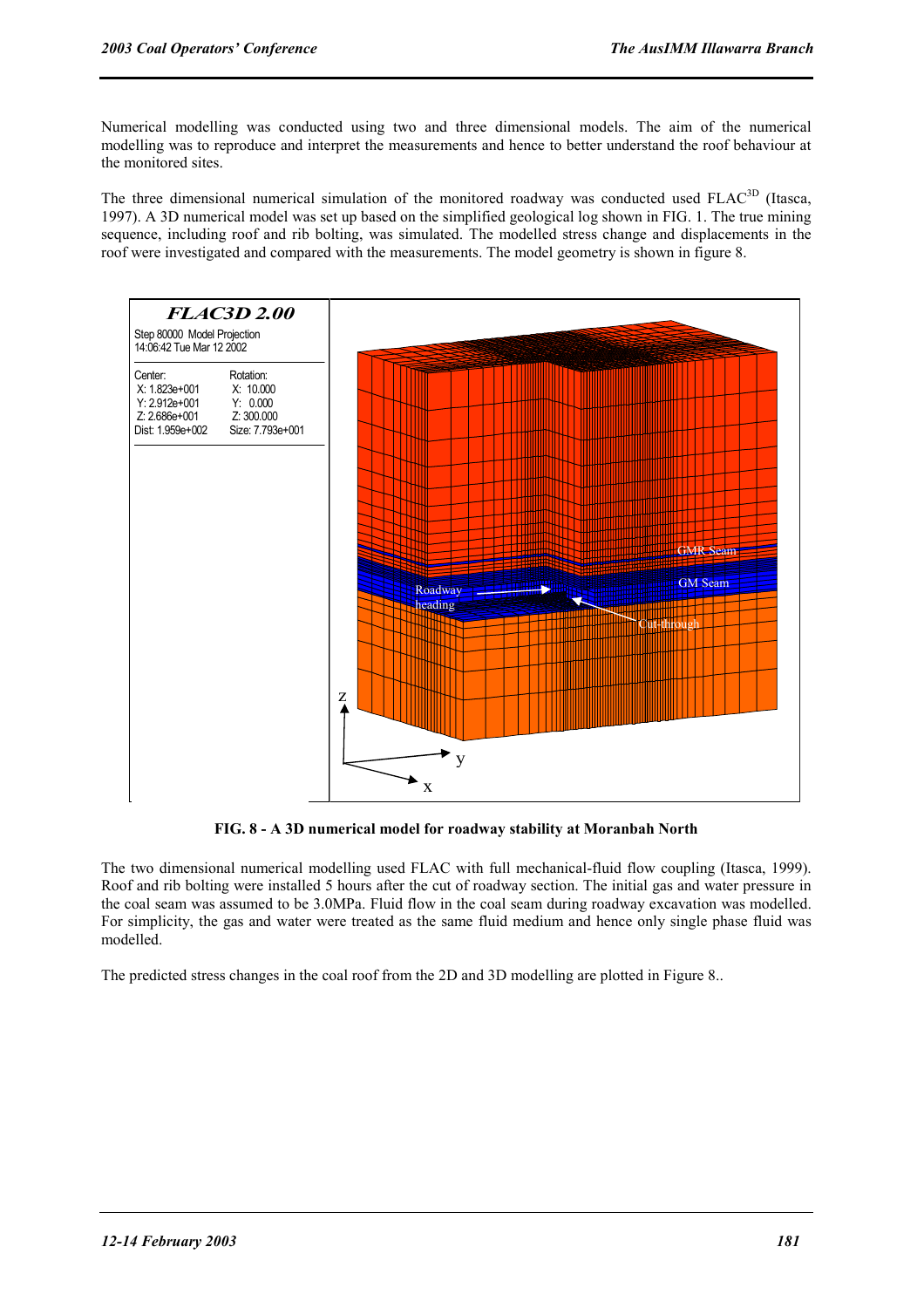Numerical modelling was conducted using two and three dimensional models. The aim of the numerical modelling was to reproduce and interpret the measurements and hence to better understand the roof behaviour at the monitored sites.

The three dimensional numerical simulation of the monitored roadway was conducted used FLAC$^{3D}$ (Itasca, 1997). A 3D numerical model was set up based on the simplified geological log shown in FIG. 1. The true mining sequence, including roof and rib bolting, was simulated. The modelled stress change and displacements in the roof were investigated and compared with the measurements. The model geometry is shown in figure 8.

**FIG. 8 - A 3D numerical model for roadway stability at Moranbah North**

The two dimensional numerical modelling used FLAC with full mechanical-fluid flow coupling (Itasca, 1999). Roof and rib bolting were installed 5 hours after the cut of roadway section. The initial gas and water pressure in the coal seam was assumed to be 3.0MPa. Fluid flow in the coal seam during roadway excavation was modelled. For simplicity, the gas and water were treated as the same fluid medium and hence only single phase fluid was modelled.

The predicted stress changes in the coal roof from the 2D and 3D modelling are plotted in Figure 8..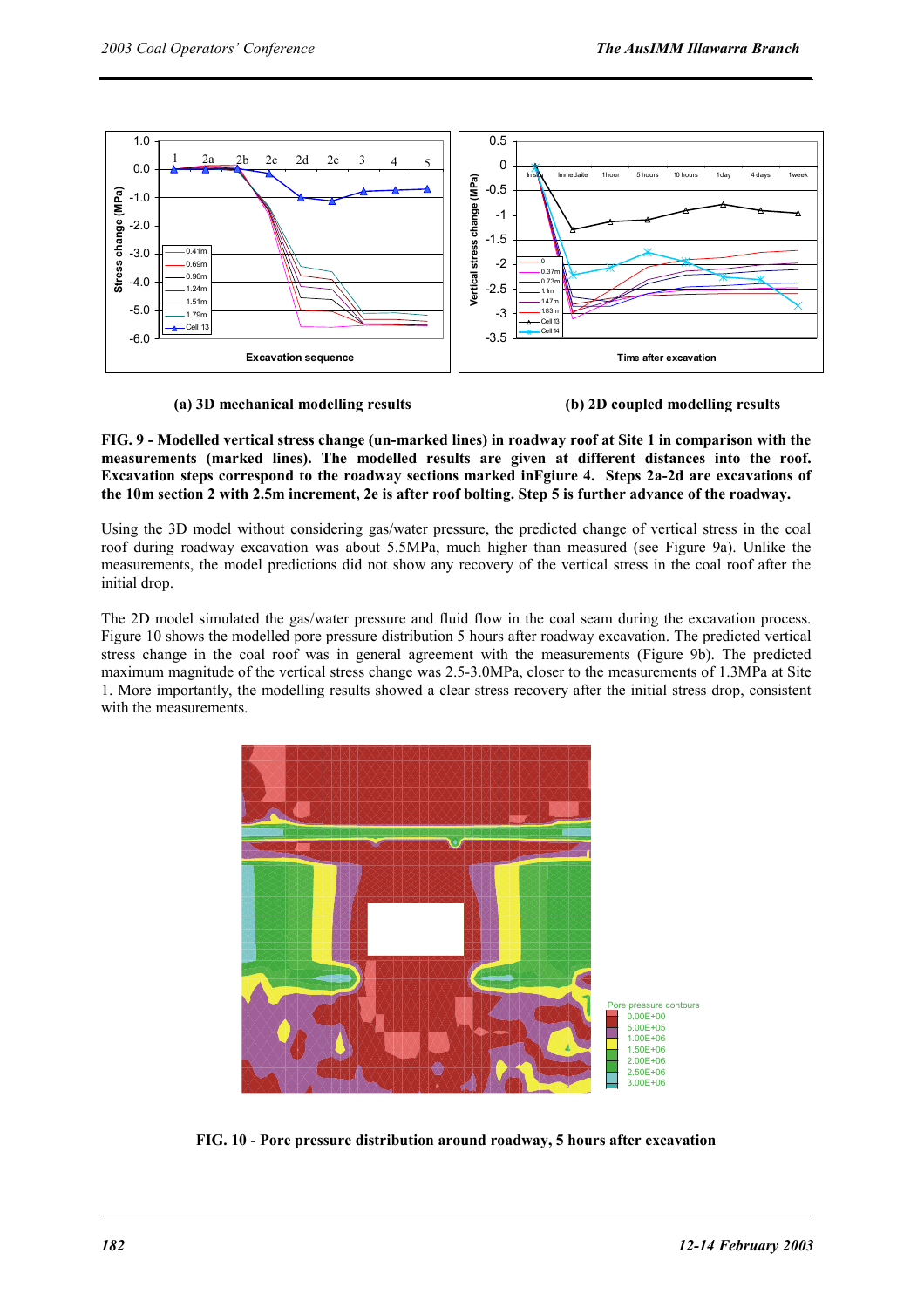(a) 3D mechanical modelling results

(b) 2D coupled modelling results

**FIG. 9 - Modelled vertical stress change (un-marked lines) in roadway roof at Site 1 in comparison with the measurements (marked lines). The modelled results are given at different distances into the roof. Excavation steps correspond to the roadway sections marked inFgiure 4. Steps 2a-2d are excavations of the 10m section 2 with 2.5m increment, 2e is after roof bolting. Step 5 is further advance of the roadway.**

Using the 3D model without considering gas/water pressure, the predicted change of vertical stress in the coal roof during roadway excavation was about 5.5MPa, much higher than measured (see Figure 9a). Unlike the measurements, the model predictions did not show any recovery of the vertical stress in the coal roof after the initial drop.

The 2D model simulated the gas/water pressure and fluid flow in the coal seam during the excavation process. Figure 10 shows the modelled pore pressure distribution 5 hours after roadway excavation. The predicted vertical stress change in the coal roof was in general agreement with the measurements (Figure 9b). The predicted maximum magnitude of the vertical stress change was 2.5-3.0MPa, closer to the measurements of 1.3MPa at Site 1. More importantly, the modelling results showed a clear stress recovery after the initial stress drop, consistent with the measurements.

**FIG. 10 - Pore pressure distribution around roadway, 5 hours after excavation**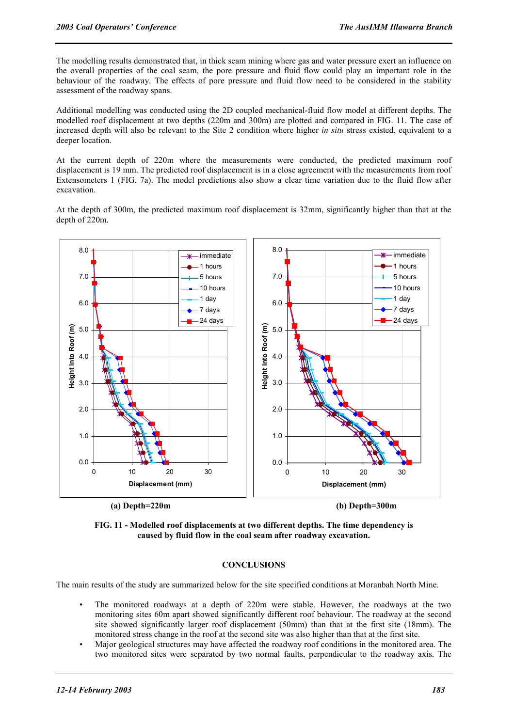The modelling results demonstrated that, in thick seam mining where gas and water pressure exert an influence on the overall properties of the coal seam, the pore pressure and fluid flow could play an important role in the behaviour of the roadway. The effects of pore pressure and fluid flow need to be considered in the stability assessment of the roadway spans.

Additional modelling was conducted using the 2D coupled mechanical-fluid flow model at different depths. The modelled roof displacement at two depths (220m and 300m) are plotted and compared in FIG. 11. The case of increased depth will also be relevant to the Site 2 condition where higher *in situ* stress existed, equivalent to a deeper location.

At the current depth of 220m where the measurements were conducted, the predicted maximum roof displacement is 19 mm. The predicted roof displacement is in a close agreement with the measurements from roof Extensometers 1 (FIG. 7a). The model predictions also show a clear time variation due to the fluid flow after excavation.

At the depth of 300m, the predicted maximum roof displacement is 32mm, significantly higher than that at the depth of 220m.

(a) Depth=220m

(b) Depth=300m

**FIG. 11 - Modelled roof displacements at two different depths. The time dependency is caused by fluid flow in the coal seam after roadway excavation.**

## CONCLUSIONS

The main results of the study are summarized below for the site specified conditions at Moranbah North Mine.

- The monitored roadways at a depth of 220m were stable. However, the roadways at the two monitoring sites 60m apart showed significantly different roof behaviour. The roadway at the second site showed significantly larger roof displacement (50mm) than that at the first site (18mm). The monitored stress change in the roof at the second site was also higher than that at the first site.
- Major geological structures may have affected the roadway roof conditions in the monitored area. The two monitored sites were separated by two normal faults, perpendicular to the roadway axis. The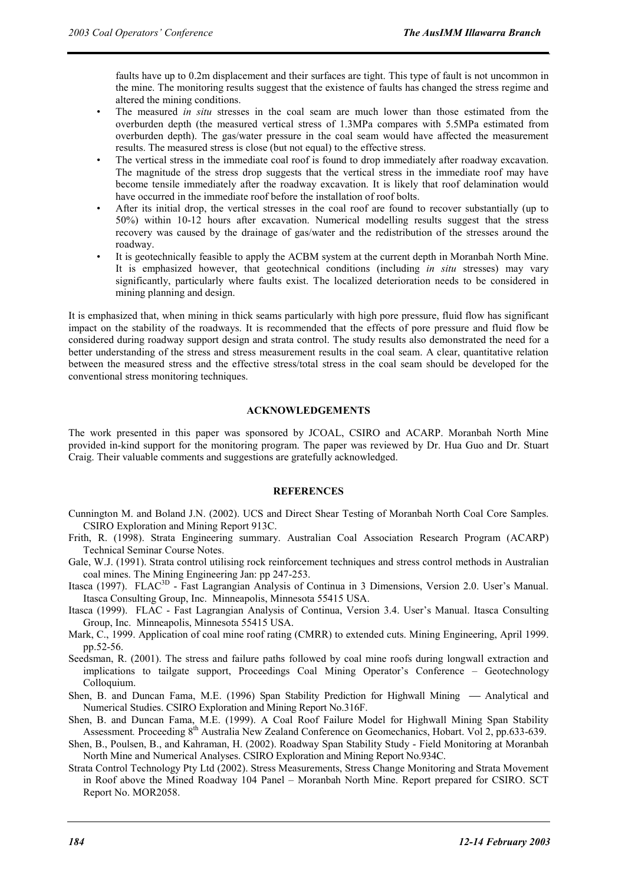faults have up to 0.2m displacement and their surfaces are tight. This type of fault is not uncommon in the mine. The monitoring results suggest that the existence of faults has changed the stress regime and altered the mining conditions.

- The measured *in situ* stresses in the coal seam are much lower than those estimated from the overburden depth (the measured vertical stress of 1.3MPa compares with 5.5MPa estimated from overburden depth). The gas/water pressure in the coal seam would have affected the measurement results. The measured stress is close (but not equal) to the effective stress.
- The vertical stress in the immediate coal roof is found to drop immediately after roadway excavation. The magnitude of the stress drop suggests that the vertical stress in the immediate roof may have become tensile immediately after the roadway excavation. It is likely that roof delamination would have occurred in the immediate roof before the installation of roof bolts.
- After its initial drop, the vertical stresses in the coal roof are found to recover substantially (up to 50%) within 10-12 hours after excavation. Numerical modelling results suggest that the stress recovery was caused by the drainage of gas/water and the redistribution of the stresses around the roadway.
- It is geotechnically feasible to apply the ACBM system at the current depth in Moranbah North Mine. It is emphasized however, that geotechnical conditions (including *in situ* stresses) may vary significantly, particularly where faults exist. The localized deterioration needs to be considered in mining planning and design.

It is emphasized that, when mining in thick seams particularly with high pore pressure, fluid flow has significant impact on the stability of the roadways. It is recommended that the effects of pore pressure and fluid flow be considered during roadway support design and strata control. The study results also demonstrated the need for a better understanding of the stress and stress measurement results in the coal seam. A clear, quantitative relation between the measured stress and the effective stress/total stress in the coal seam should be developed for the conventional stress monitoring techniques.

## ACKNOWLEDGEMENTS

The work presented in this paper was sponsored by JCOAL, CSIRO and ACARP. Moranbah North Mine provided in-kind support for the monitoring program. The paper was reviewed by Dr. Hua Guo and Dr. Stuart Craig. Their valuable comments and suggestions are gratefully acknowledged.

## REFERENCES

Cunnington M. and Boland J.N. (2002). UCS and Direct Shear Testing of Moranbah North Coal Core Samples. CSIRO Exploration and Mining Report 913C.

Frith, R. (1998). Strata Engineering summary. Australian Coal Association Research Program (ACARP) Technical Seminar Course Notes.

Gale, W.J. (1991). Strata control utilising rock reinforcement techniques and stress control methods in Australian coal mines. The Mining Engineering Jan: pp 247-253.

Itasca (1997). FLAC$^{3D}$ - Fast Lagrangian Analysis of Continua in 3 Dimensions, Version 2.0. User's Manual. Itasca Consulting Group, Inc. Minneapolis, Minnesota 55415 USA.

Itasca (1999). FLAC - Fast Lagrangian Analysis of Continua, Version 3.4. User's Manual. Itasca Consulting Group, Inc. Minneapolis, Minnesota 55415 USA.

Mark, C., 1999. Application of coal mine roof rating (CMRR) to extended cuts. Mining Engineering, April 1999. pp.52-56.

Seedsman, R. (2001). The stress and failure paths followed by coal mine roofs during longwall extraction and implications to tailgate support, Proceedings Coal Mining Operator's Conference – Geotechnology Colloquium.

Shen, B. and Duncan Fama, M.E. (1996) Span Stability Prediction for Highwall Mining — Analytical and Numerical Studies. CSIRO Exploration and Mining Report No.316F.

Shen, B. and Duncan Fama, M.E. (1999). A Coal Roof Failure Model for Highwall Mining Span Stability Assessment. Proceeding 8th Australia New Zealand Conference on Geomechanics, Hobart. Vol 2, pp.633-639.

Shen, B., Poulsen, B., and Kahraman, H. (2002). Roadway Span Stability Study - Field Monitoring at Moranbah North Mine and Numerical Analyses. CSIRO Exploration and Mining Report No.934C.

Strata Control Technology Pty Ltd (2002). Stress Measurements, Stress Change Monitoring and Strata Movement in Roof above the Mined Roadway 104 Panel – Moranbah North Mine. Report prepared for CSIRO. SCT Report No. MOR2058.